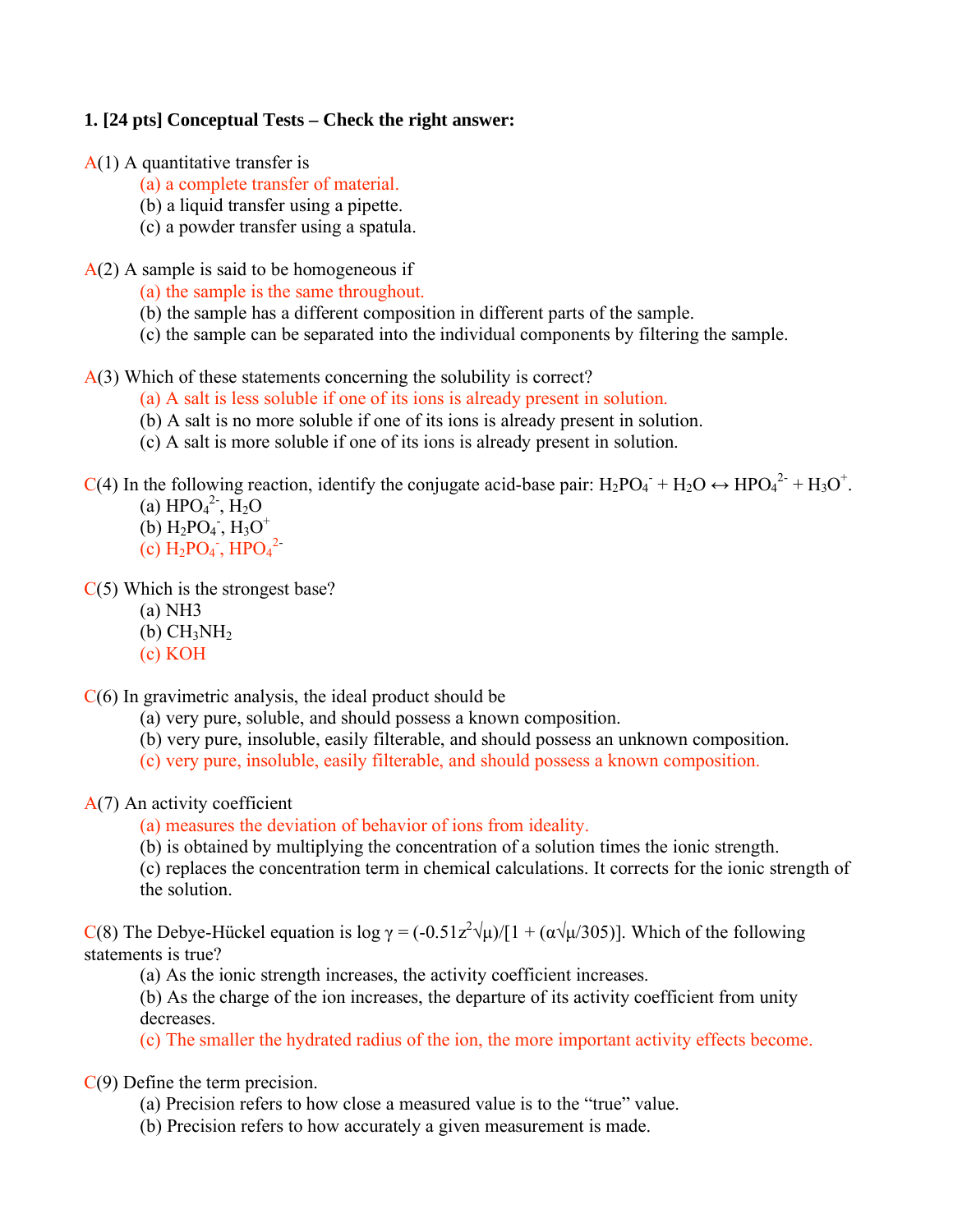**1. [24 pts] Conceptual Tests – Check the right answer:**

A(1) A quantitative transfer is

(a) a complete transfer of material.
(b) a liquid transfer using a pipette.
(c) a powder transfer using a spatula.

A(2) A sample is said to be homogeneous if

(a) the sample is the same throughout.
(b) the sample has a different composition in different parts of the sample.
(c) the sample can be separated into the individual components by filtering the sample.

A(3) Which of these statements concerning the solubility is correct?

(a) A salt is less soluble if one of its ions is already present in solution.
(b) A salt is no more soluble if one of its ions is already present in solution.
(c) A salt is more soluble if one of its ions is already present in solution.

C(4) In the following reaction, identify the conjugate acid-base pair: $H_2PO_4^- + H_2O \leftrightarrow HPO_4^{2-} + H_3O^+$.

(a) $HPO_4^{2-}$, $H_2O$
(b) $H_2PO_4^-$, $H_3O^+$
(c) $H_2PO_4^-$, $HPO_4^{2-}$

C(5) Which is the strongest base?

(a) NH3
(b) $CH_3NH_2$
(c) KOH

C(6) In gravimetric analysis, the ideal product should be

(a) very pure, soluble, and should possess a known composition.
(b) very pure, insoluble, easily filterable, and should possess an unknown composition.
(c) very pure, insoluble, easily filterable, and should possess a known composition.

A(7) An activity coefficient

(a) measures the deviation of behavior of ions from ideality.
(b) is obtained by multiplying the concentration of a solution times the ionic strength.
(c) replaces the concentration term in chemical calculations. It corrects for the ionic strength of the solution.

C(8) The Debye-Hückel equation is $\log \gamma = (-0.51z^2\sqrt{\mu})/[1 + (\alpha\sqrt{\mu}/305)]$. Which of the following statements is true?

(a) As the ionic strength increases, the activity coefficient increases.
(b) As the charge of the ion increases, the departure of its activity coefficient from unity decreases.
(c) The smaller the hydrated radius of the ion, the more important activity effects become.

C(9) Define the term precision.

(a) Precision refers to how close a measured value is to the "true" value.
(b) Precision refers to how accurately a given measurement is made.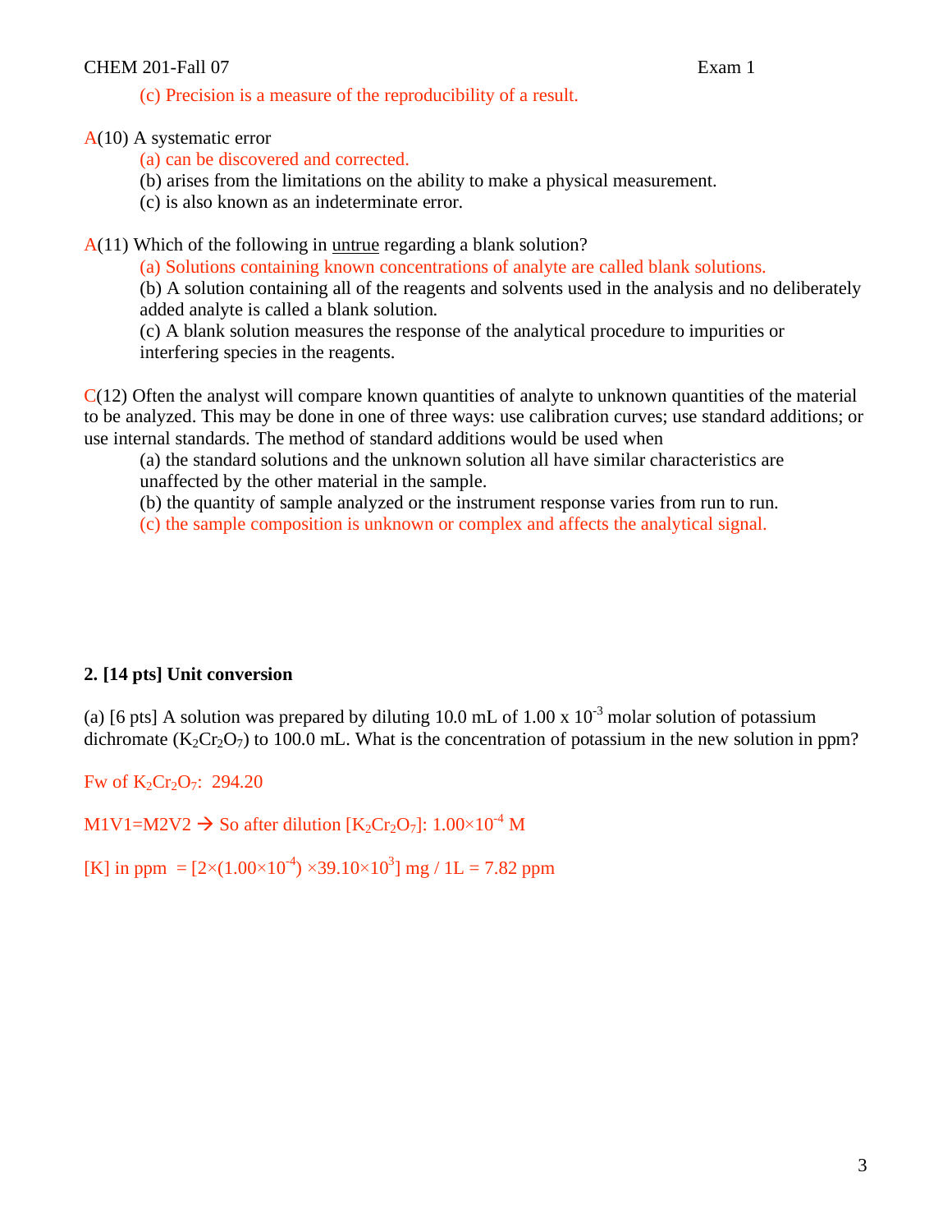(c) Precision is a measure of the reproducibility of a result.

A(10) A systematic error

(a) can be discovered and corrected.
(b) arises from the limitations on the ability to make a physical measurement.
(c) is also known as an indeterminate error.

A(11) Which of the following in untrue regarding a blank solution?

(a) Solutions containing known concentrations of analyte are called blank solutions.
(b) A solution containing all of the reagents and solvents used in the analysis and no deliberately added analyte is called a blank solution.
(c) A blank solution measures the response of the analytical procedure to impurities or interfering species in the reagents.

C(12) Often the analyst will compare known quantities of analyte to unknown quantities of the material to be analyzed. This may be done in one of three ways: use calibration curves; use standard additions; or use internal standards. The method of standard additions would be used when

(a) the standard solutions and the unknown solution all have similar characteristics are unaffected by the other material in the sample.
(b) the quantity of sample analyzed or the instrument response varies from run to run.
(c) the sample composition is unknown or complex and affects the analytical signal.

**2. [14 pts] Unit conversion**

(a) [6 pts] A solution was prepared by diluting 10.0 mL of $1.00 \times 10^{-3}$ molar solution of potassium dichromate ($K_2Cr_2O_7$) to 100.0 mL. What is the concentration of potassium in the new solution in ppm?

Fw of $K_2Cr_2O_7$: 294.20

$M1V1=M2V2 \rightarrow$ So after dilution [$K_2Cr_2O_7$]: $1.00\times10^{-4}$ M

[K] in ppm $= [2\times(1.00\times10^{-4})\times39.10\times10^{3}]$ mg / 1L = 7.82 ppm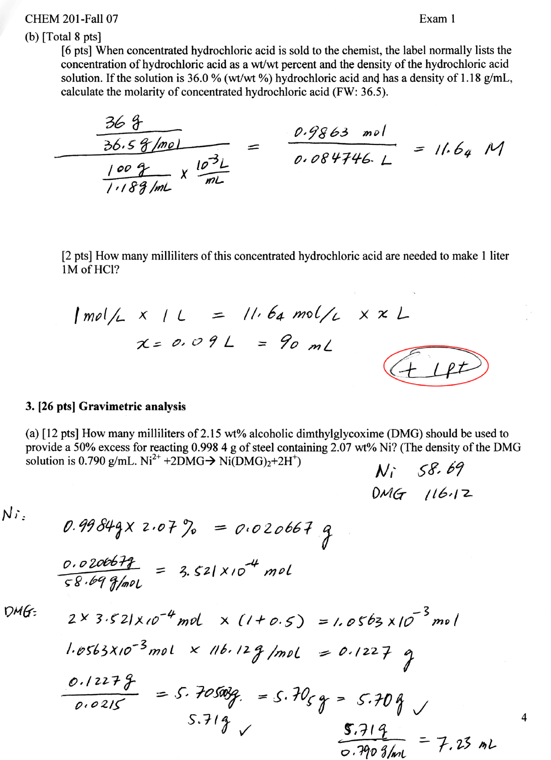CHEM 201-Fall 07 Exam 1

(b) [Total 8 pts]

[6 pts] When concentrated hydrochloric acid is sold to the chemist, the label normally lists the concentration of hydrochloric acid as a wt/wt percent and the density of the hydrochloric acid solution. If the solution is 36.0 % (wt/wt %) hydrochloric acid and has a density of 1.18 g/mL, calculate the molarity of concentrated hydrochloric acid (FW: 36.5).

$$\frac{\dfrac{36\ g}{36.5\ g/mol}}{\dfrac{100\ g}{1.18\ g/mL} \times \dfrac{10^{-3}\ L}{mL}} = \frac{0.9863\ mol}{0.084746\ L} = 11.64\ M$$

[2 pts] How many milliliters of this concentrated hydrochloric acid are needed to make 1 liter 1M of HCl?

$$1\ mol/L \times 1\ L = 11.64\ mol/L \times x\ L$$

$$x = 0.09\ L = 90\ mL$$

(+ 1pt)

**3. [26 pts] Gravimetric analysis**

(a) [12 pts] How many milliliters of 2.15 wt% alcoholic dimthylglycoxime (DMG) should be used to provide a 50% excess for reacting 0.998 4 g of steel containing 2.07 wt% Ni? (The density of the DMG solution is 0.790 g/mL. $Ni^{2+} + 2DMG \rightarrow Ni(DMG)_2 + 2H^+$)

Ni 58.69

DMG 116.12

Ni:

$$0.9984\ g \times 2.07\ \% = 0.020667\ g$$

$$\frac{0.020667\ g}{58.69\ g/mol} = 3.521 \times 10^{-4}\ mol$$

DMG:

$$2 \times 3.521 \times 10^{-4}\ mol \times (1 + 0.5) = 1.0563 \times 10^{-3}\ mol$$

$$1.0563 \times 10^{-3}\ mol \times 116.12\ g/mol = 0.1227\ g$$

$$\frac{0.1227\ g}{0.0215} = 5.70\ g = 5.70_5\ g = 5.70\ g$$ ✓

5.71 g ✓

$$\frac{5.71\ g}{0.790\ g/mL} = 7.23\ mL$$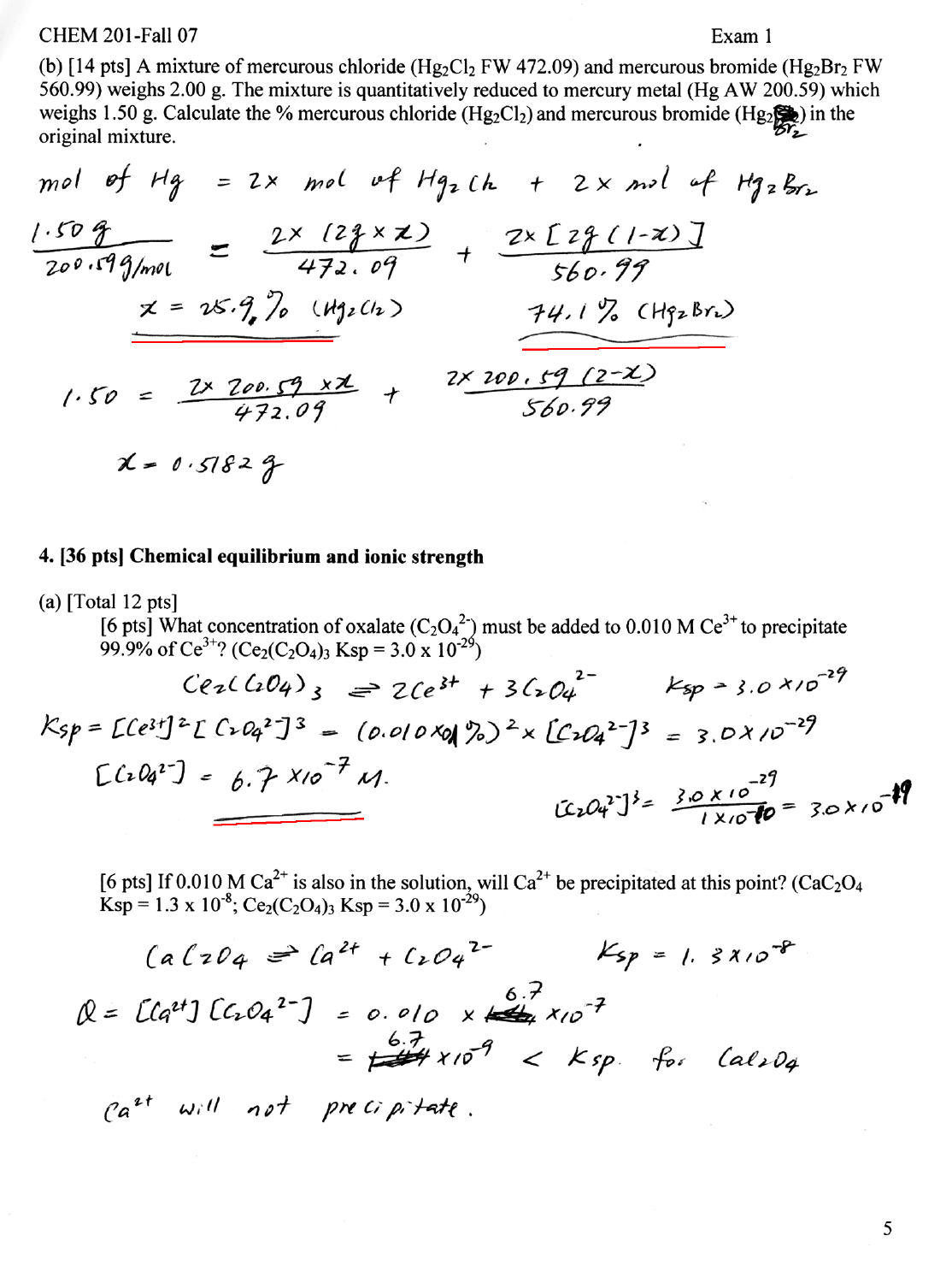(b) [14 pts] A mixture of mercurous chloride ($Hg_2Cl_2$ FW 472.09) and mercurous bromide ($Hg_2Br_2$ FW 560.99) weighs 2.00 g. The mixture is quantitatively reduced to mercury metal (Hg AW 200.59) which weighs 1.50 g. Calculate the % mercurous chloride ($Hg_2Cl_2$) and mercurous bromide ($Hg_2Br_2$) in the original mixture.

mol of Hg = 2 × mol of $Hg_2Cl_2$ + 2 × mol of $Hg_2Br_2$

$$\frac{1.50\text{ g}}{200.59\text{ g/mol}} = \frac{2 \times (2\text{g} \times x)}{472.09} + \frac{2 \times [2\text{g}(1-x)]}{560.99}$$

$x = 25.9\%$ ($Hg_2Cl_2$)  $74.1\%$ ($Hg_2Br_2$)

$$1.50 = \frac{2 \times 200.59 \times x}{472.09} + \frac{2 \times 200.59\,(2-x)}{560.99}$$

$x = 0.5182$ g

## 4. [36 pts] Chemical equilibrium and ionic strength

(a) [Total 12 pts]

[6 pts] What concentration of oxalate ($C_2O_4^{2-}$) must be added to 0.010 M $Ce^{3+}$ to precipitate 99.9% of $Ce^{3+}$? ($Ce_2(C_2O_4)_3$ Ksp = 3.0 x $10^{-29}$)

$$Ce_2(C_2O_4)_3 \rightleftharpoons 2Ce^{3+} + 3C_2O_4^{2-} \qquad K_{sp} = 3.0 \times 10^{-29}$$

$$K_{sp} = [Ce^{3+}]^2[C_2O_4^{2-}]^3 = (0.010 \times 0.1\%)^2 \times [C_2O_4^{2-}]^3 = 3.0 \times 10^{-29}$$

$[C_2O_4^{2-}] = 6.7 \times 10^{-7}$ M.

$$[C_2O_4^{2-}]^3 = \frac{3.0 \times 10^{-29}}{1 \times 10^{-10}} = 3.0 \times 10^{-19}$$

[6 pts] If 0.010 M $Ca^{2+}$ is also in the solution, will $Ca^{2+}$ be precipitated at this point? ($CaC_2O_4$ Ksp = 1.3 x $10^{-8}$; $Ce_2(C_2O_4)_3$ Ksp = 3.0 x $10^{-29}$)

$$CaC_2O_4 \rightleftharpoons Ca^{2+} + C_2O_4^{2-} \qquad K_{sp} = 1.3 \times 10^{-8}$$

$$Q = [Ca^{2+}][C_2O_4^{2-}] = 0.010 \times 6.7 \times 10^{-7}$$

$$= 6.7 \times 10^{-9} < K_{sp} \text{ for } CaC_2O_4$$

$Ca^{2+}$ will not precipitate.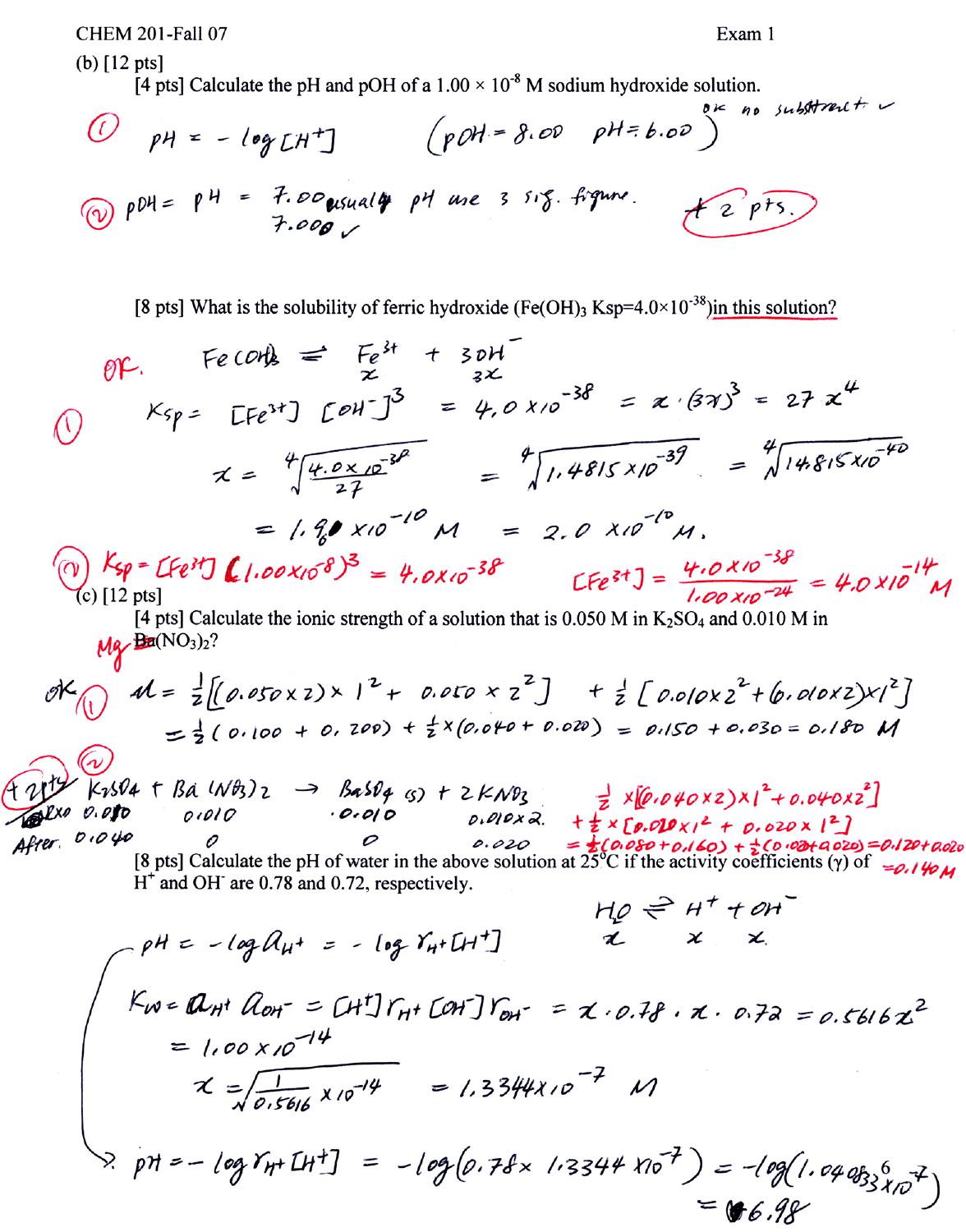(b) [12 pts]

[4 pts] Calculate the pH and pOH of a $1.00 \times 10^{-8}$ M sodium hydroxide solution.

ok no substract ✓

① $pH = -\log[H^+]$ $\quad (pOH = 8.00 \quad pH = 6.00)$

② $pOH = pH = 7.00$ usually pH are 3 sig. figure.
$7.000$ ✓ $\quad$ +2 pts.

[8 pts] What is the solubility of ferric hydroxide ($Fe(OH)_3$ $K_{sp}=4.0\times10^{-38}$) in this solution?

ok.

$$Fe(OH)_3 \rightleftharpoons Fe^{3+} + 3OH^-$$
$$\quad\quad\quad\quad\quad x \quad\quad 3x$$

① $K_{sp} = [Fe^{3+}][OH^-]^3 = 4.0 \times 10^{-38} = x \cdot (3x)^3 = 27x^4$

$$x = \sqrt[4]{\frac{4.0\times10^{-38}}{27}} = \sqrt[4]{1.4815\times10^{-39}} = \sqrt[4]{14.815\times10^{-40}}$$

$$= 1.96 \times 10^{-10} \text{ M} = 2.0 \times 10^{-10} \text{ M}.$$

② $K_{sp} = [Fe^{3+}](1.00\times10^{-8})^3 = 4.0\times10^{-38}$ $\quad [Fe^{3+}] = \frac{4.0\times10^{-38}}{1.00\times10^{-24}} = 4.0\times10^{-14}$ M

(c) [12 pts]

[4 pts] Calculate the ionic strength of a solution that is 0.050 M in $K_2SO_4$ and 0.010 M in ~~Ba~~ Mg $(NO_3)_2$?

ok ① $\mu = \frac{1}{2}[(0.050\times2)\times1^2 + 0.050\times2^2] + \frac{1}{2}[0.010\times2^2 + (0.010\times2)\times1^2]$

$= \frac{1}{2}(0.100 + 0.200) + \frac{1}{2}\times(0.040 + 0.020) = 0.150 + 0.030 = 0.180$ M

② +2 pts

| | $K_2SO_4$ | + $Ba(NO_3)_2$ | → $BaSO_4(s)$ | + $2KNO_3$ |
|---|---|---|---|---|
| Before | 0.050 | 0.010 | 0.010 | $0.010\times2$ |
| After | 0.040 | 0 | 0 | 0.020 |

$\frac{1}{2}\times[(0.040\times2)\times1^2 + 0.040\times2^2]$
$+\frac{1}{2}\times[0.020\times1^2 + 0.020\times1^2]$
$= \frac{1}{2}(0.080+0.160) + \frac{1}{2}(0.020+0.020) = 0.120 + 0.020$
$= 0.140$ M

[8 pts] Calculate the pH of water in the above solution at 25°C if the activity coefficients ($\gamma$) of $H^+$ and $OH^-$ are 0.78 and 0.72, respectively.

$$H_2O \rightleftharpoons H^+ + OH^-$$
$$x \quad\quad x \quad\quad x$$

$pH = -\log a_{H^+} = -\log \gamma_{H^+}[H^+]$

$K_w = a_{H^+} a_{OH^-} = [H^+]\gamma_{H^+}[OH^-]\gamma_{OH^-} = x \cdot 0.78 \cdot x \cdot 0.72 = 0.5616x^2$

$= 1.00\times10^{-14}$

$$x = \sqrt{\frac{1}{0.5616}\times10^{-14}} = 1.3344\times10^{-7} \text{ M}$$

$pH = -\log\gamma_{H^+}[H^+] = -\log(0.78\times1.3344\times10^{-7}) = -\log(1.040836\times10^{-7})$

$= 6.98$